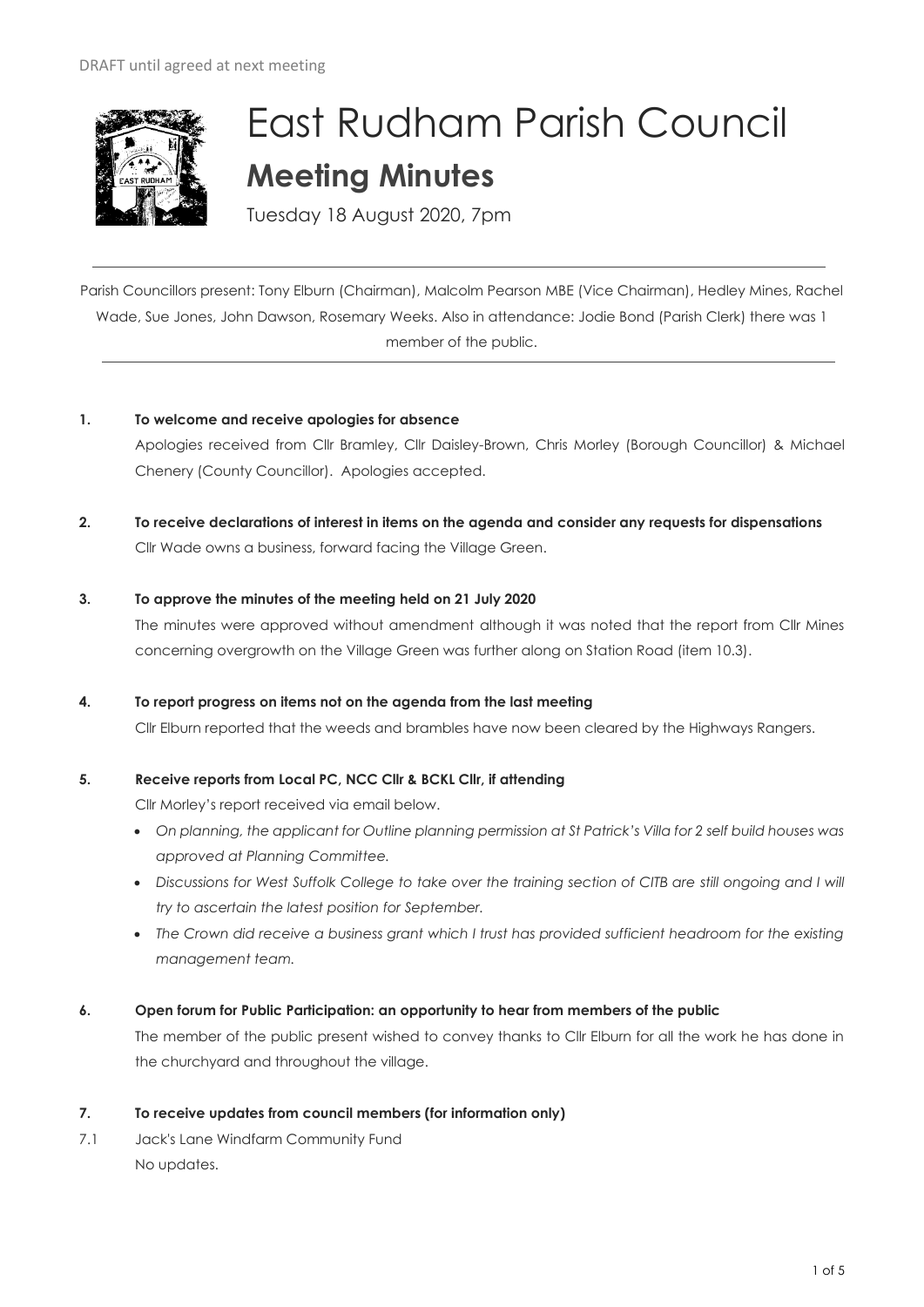DRAFT until agreed at next meeting

# East Rudham Parish Council

## Meeting Minutes

Tuesday 18 August 2020, 7pm

---

Parish Councillors present: Tony Elburn (Chairman), Malcolm Pearson MBE (Vice Chairman), Hedley Mines, Rachel Wade, Sue Jones, John Dawson, Rosemary Weeks. Also in attendance: Jodie Bond (Parish Clerk) there was 1 member of the public.

---

**1. To welcome and receive apologies for absence**

Apologies received from Cllr Bramley, Cllr Daisley-Brown, Chris Morley (Borough Councillor) & Michael Chenery (County Councillor). Apologies accepted.

**2. To receive declarations of interest in items on the agenda and consider any requests for dispensations**

Cllr Wade owns a business, forward facing the Village Green.

**3. To approve the minutes of the meeting held on 21 July 2020**

The minutes were approved without amendment although it was noted that the report from Cllr Mines concerning overgrowth on the Village Green was further along on Station Road (item 10.3).

**4. To report progress on items not on the agenda from the last meeting**

Cllr Elburn reported that the weeds and brambles have now been cleared by the Highways Rangers.

**5. Receive reports from Local PC, NCC Cllr & BCKL Cllr, if attending**

Cllr Morley's report received via email below.

- *On planning, the applicant for Outline planning permission at St Patrick's Villa for 2 self build houses was approved at Planning Committee.*
- *Discussions for West Suffolk College to take over the training section of CITB are still ongoing and I will try to ascertain the latest position for September.*
- *The Crown did receive a business grant which I trust has provided sufficient headroom for the existing management team.*

**6. Open forum for Public Participation: an opportunity to hear from members of the public**

The member of the public present wished to convey thanks to Cllr Elburn for all the work he has done in the churchyard and throughout the village.

**7. To receive updates from council members (for information only)**

7.1 Jack's Lane Windfarm Community Fund

No updates.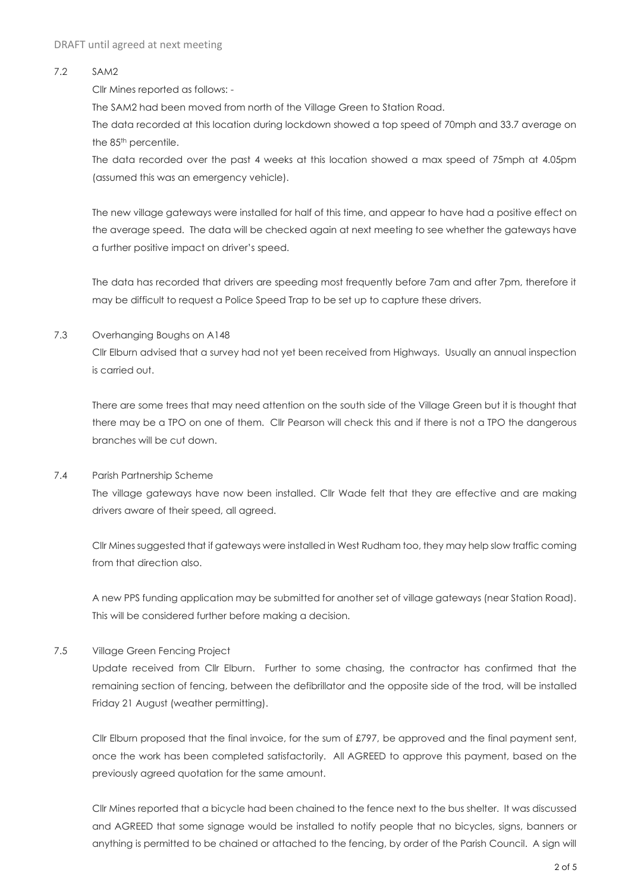DRAFT until agreed at next meeting

7.2 SAM2

Cllr Mines reported as follows: -

The SAM2 had been moved from north of the Village Green to Station Road.

The data recorded at this location during lockdown showed a top speed of 70mph and 33.7 average on the 85th percentile.

The data recorded over the past 4 weeks at this location showed a max speed of 75mph at 4.05pm (assumed this was an emergency vehicle).

The new village gateways were installed for half of this time, and appear to have had a positive effect on the average speed. The data will be checked again at next meeting to see whether the gateways have a further positive impact on driver's speed.

The data has recorded that drivers are speeding most frequently before 7am and after 7pm, therefore it may be difficult to request a Police Speed Trap to be set up to capture these drivers.

7.3 Overhanging Boughs on A148

Cllr Elburn advised that a survey had not yet been received from Highways. Usually an annual inspection is carried out.

There are some trees that may need attention on the south side of the Village Green but it is thought that there may be a TPO on one of them. Cllr Pearson will check this and if there is not a TPO the dangerous branches will be cut down.

7.4 Parish Partnership Scheme

The village gateways have now been installed. Cllr Wade felt that they are effective and are making drivers aware of their speed, all agreed.

Cllr Mines suggested that if gateways were installed in West Rudham too, they may help slow traffic coming from that direction also.

A new PPS funding application may be submitted for another set of village gateways (near Station Road). This will be considered further before making a decision.

7.5 Village Green Fencing Project

Update received from Cllr Elburn. Further to some chasing, the contractor has confirmed that the remaining section of fencing, between the defibrillator and the opposite side of the trod, will be installed Friday 21 August (weather permitting).

Cllr Elburn proposed that the final invoice, for the sum of £797, be approved and the final payment sent, once the work has been completed satisfactorily. All AGREED to approve this payment, based on the previously agreed quotation for the same amount.

Cllr Mines reported that a bicycle had been chained to the fence next to the bus shelter. It was discussed and AGREED that some signage would be installed to notify people that no bicycles, signs, banners or anything is permitted to be chained or attached to the fencing, by order of the Parish Council. A sign will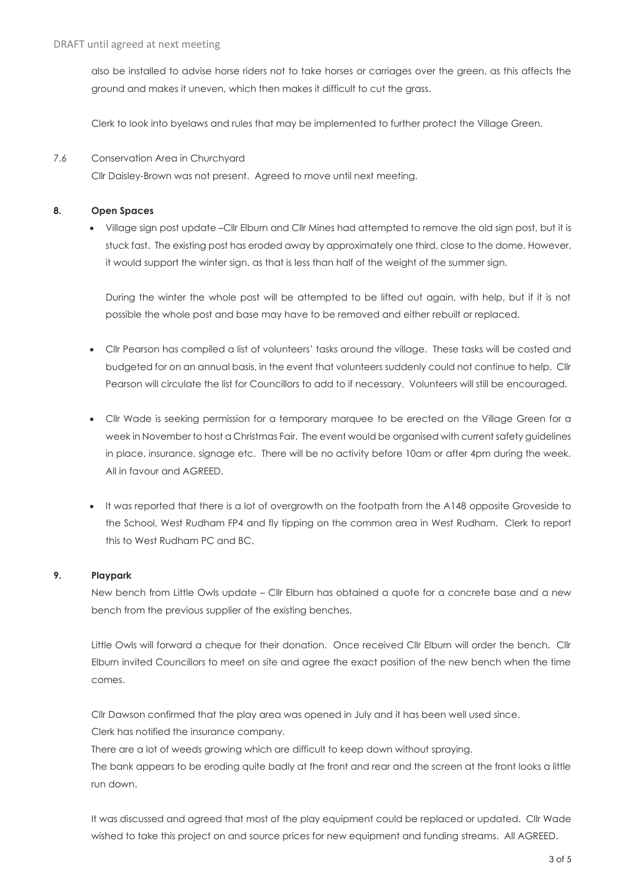also be installed to advise horse riders not to take horses or carriages over the green, as this affects the ground and makes it uneven, which then makes it difficult to cut the grass.

Clerk to look into byelaws and rules that may be implemented to further protect the Village Green.

7.6 Conservation Area in Churchyard

Cllr Daisley-Brown was not present. Agreed to move until next meeting.

**8. Open Spaces**

- Village sign post update –Cllr Elburn and Cllr Mines had attempted to remove the old sign post, but it is stuck fast. The existing post has eroded away by approximately one third, close to the dome. However, it would support the winter sign, as that is less than half of the weight of the summer sign.

  During the winter the whole post will be attempted to be lifted out again, with help, but if it is not possible the whole post and base may have to be removed and either rebuilt or replaced.

- Cllr Pearson has compiled a list of volunteers' tasks around the village. These tasks will be costed and budgeted for on an annual basis, in the event that volunteers suddenly could not continue to help. Cllr Pearson will circulate the list for Councillors to add to if necessary. Volunteers will still be encouraged.

- Cllr Wade is seeking permission for a temporary marquee to be erected on the Village Green for a week in November to host a Christmas Fair. The event would be organised with current safety guidelines in place, insurance, signage etc. There will be no activity before 10am or after 4pm during the week. All in favour and AGREED.

- It was reported that there is a lot of overgrowth on the footpath from the A148 opposite Groveside to the School, West Rudham FP4 and fly tipping on the common area in West Rudham. Clerk to report this to West Rudham PC and BC.

**9. Playpark**

New bench from Little Owls update – Cllr Elburn has obtained a quote for a concrete base and a new bench from the previous supplier of the existing benches.

Little Owls will forward a cheque for their donation. Once received Cllr Elburn will order the bench. Cllr Elburn invited Councillors to meet on site and agree the exact position of the new bench when the time comes.

Cllr Dawson confirmed that the play area was opened in July and it has been well used since.
Clerk has notified the insurance company.
There are a lot of weeds growing which are difficult to keep down without spraying.
The bank appears to be eroding quite badly at the front and rear and the screen at the front looks a little run down.

It was discussed and agreed that most of the play equipment could be replaced or updated. Cllr Wade wished to take this project on and source prices for new equipment and funding streams. All AGREED.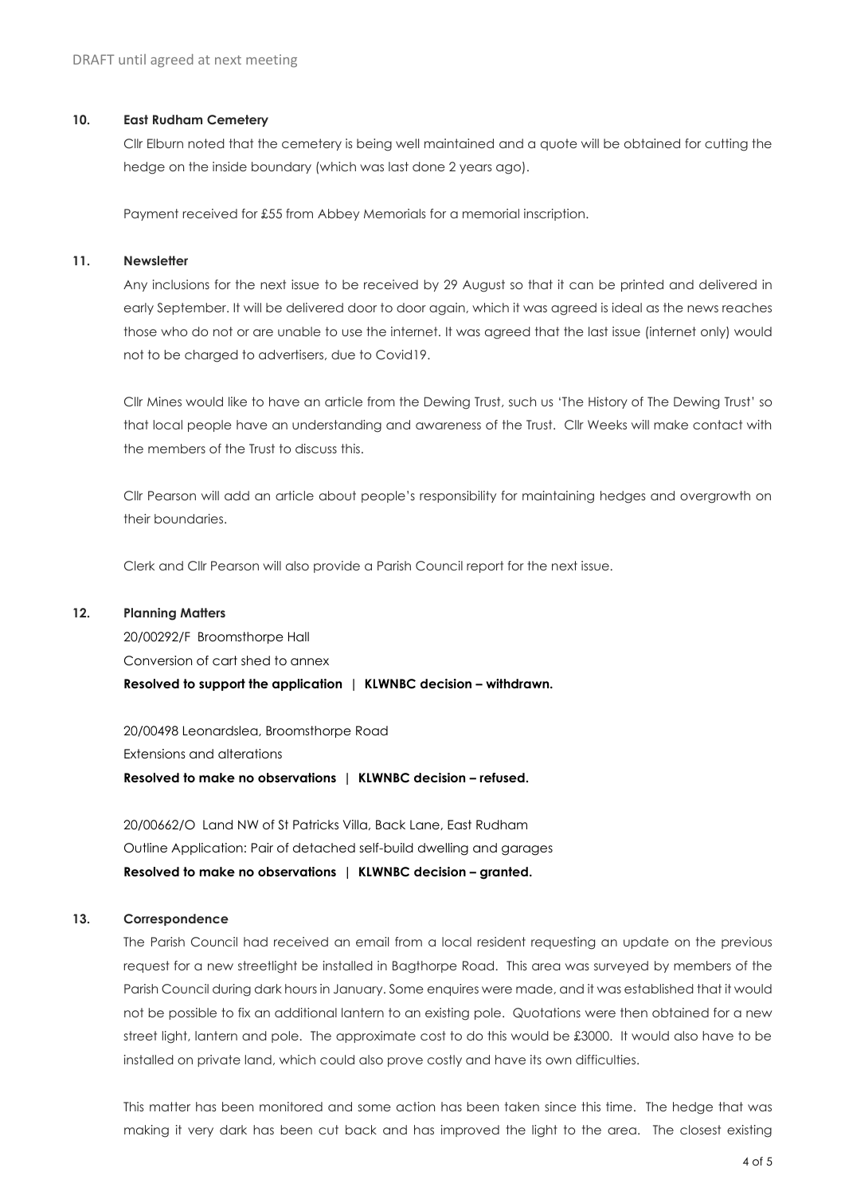DRAFT until agreed at next meeting

**10. East Rudham Cemetery**

Cllr Elburn noted that the cemetery is being well maintained and a quote will be obtained for cutting the hedge on the inside boundary (which was last done 2 years ago).

Payment received for £55 from Abbey Memorials for a memorial inscription.

**11. Newsletter**

Any inclusions for the next issue to be received by 29 August so that it can be printed and delivered in early September. It will be delivered door to door again, which it was agreed is ideal as the news reaches those who do not or are unable to use the internet. It was agreed that the last issue (internet only) would not to be charged to advertisers, due to Covid19.

Cllr Mines would like to have an article from the Dewing Trust, such us 'The History of The Dewing Trust' so that local people have an understanding and awareness of the Trust. Cllr Weeks will make contact with the members of the Trust to discuss this.

Cllr Pearson will add an article about people's responsibility for maintaining hedges and overgrowth on their boundaries.

Clerk and Cllr Pearson will also provide a Parish Council report for the next issue.

**12. Planning Matters**

20/00292/F Broomsthorpe Hall
Conversion of cart shed to annex
**Resolved to support the application | KLWNBC decision – withdrawn.**

20/00498 Leonardslea, Broomsthorpe Road
Extensions and alterations
**Resolved to make no observations | KLWNBC decision – refused.**

20/00662/O Land NW of St Patricks Villa, Back Lane, East Rudham
Outline Application: Pair of detached self-build dwelling and garages
**Resolved to make no observations | KLWNBC decision – granted.**

**13. Correspondence**

The Parish Council had received an email from a local resident requesting an update on the previous request for a new streetlight be installed in Bagthorpe Road. This area was surveyed by members of the Parish Council during dark hours in January. Some enquires were made, and it was established that it would not be possible to fix an additional lantern to an existing pole. Quotations were then obtained for a new street light, lantern and pole. The approximate cost to do this would be £3000. It would also have to be installed on private land, which could also prove costly and have its own difficulties.

This matter has been monitored and some action has been taken since this time. The hedge that was making it very dark has been cut back and has improved the light to the area. The closest existing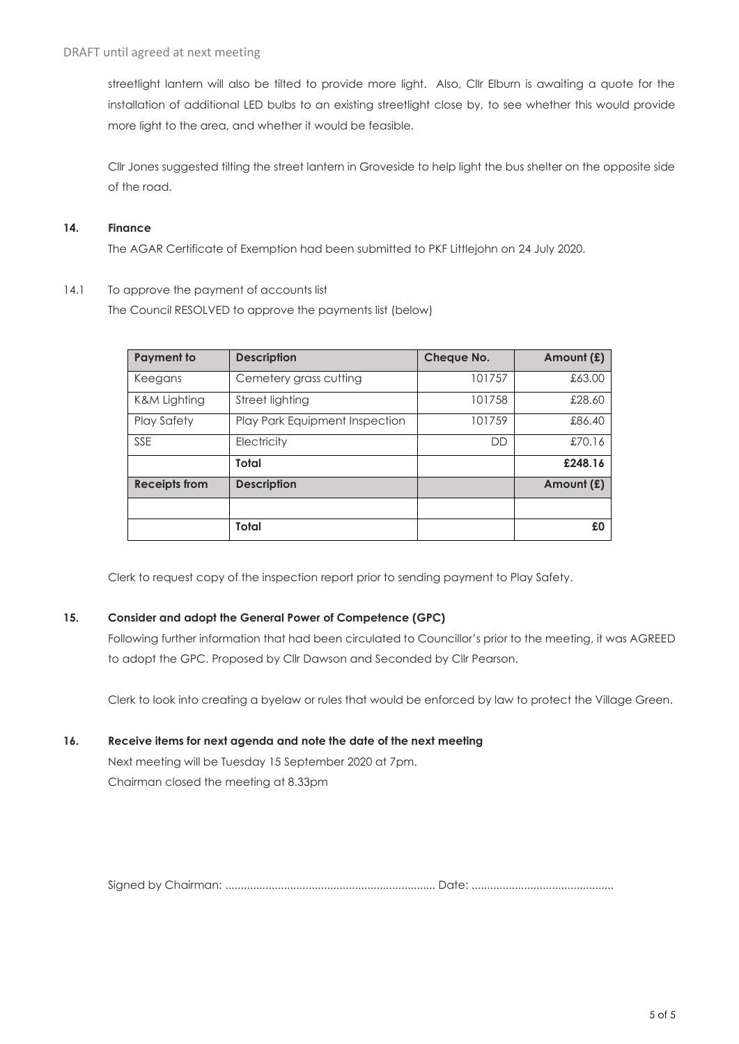streetlight lantern will also be tilted to provide more light. Also, Cllr Elburn is awaiting a quote for the installation of additional LED bulbs to an existing streetlight close by, to see whether this would provide more light to the area, and whether it would be feasible.

Cllr Jones suggested tilting the street lantern in Groveside to help light the bus shelter on the opposite side of the road.

## 14. Finance

The AGAR Certificate of Exemption had been submitted to PKF Littlejohn on 24 July 2020.

14.1 To approve the payment of accounts list

The Council RESOLVED to approve the payments list (below)

| Payment to | Description | Cheque No. | Amount (£) |
|---|---|---|---|
| Keegans | Cemetery grass cutting | 101757 | £63.00 |
| K&M Lighting | Street lighting | 101758 | £28.60 |
| Play Safety | Play Park Equipment Inspection | 101759 | £86.40 |
| SSE | Electricity | DD | £70.16 |
| | **Total** | | **£248.16** |
| **Receipts from** | **Description** | | **Amount (£)** |
| | | | |
| | **Total** | | **£0** |

Clerk to request copy of the inspection report prior to sending payment to Play Safety.

## 15. Consider and adopt the General Power of Competence (GPC)

Following further information that had been circulated to Councillor's prior to the meeting, it was AGREED to adopt the GPC. Proposed by Cllr Dawson and Seconded by Cllr Pearson.

Clerk to look into creating a byelaw or rules that would be enforced by law to protect the Village Green.

## 16. Receive items for next agenda and note the date of the next meeting

Next meeting will be Tuesday 15 September 2020 at 7pm.

Chairman closed the meeting at 8.33pm

Signed by Chairman: .................................................................... Date: .............................................